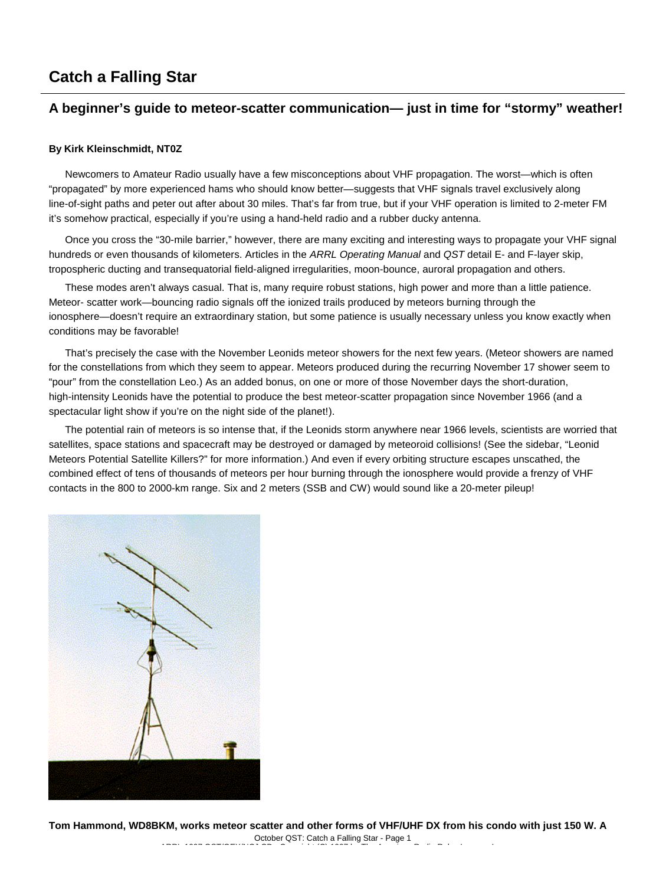# Catch a Falling Star

## A beginner's guide to meteor-scatter communication— just in time for "stormy" weather!

**By Kirk Kleinschmidt, NT0Z**

Newcomers to Amateur Radio usually have a few misconceptions about VHF propagation. The worst—which is often "propagated" by more experienced hams who should know better—suggests that VHF signals travel exclusively along line-of-sight paths and peter out after about 30 miles. That's far from true, but if your VHF operation is limited to 2-meter FM it's somehow practical, especially if you're using a hand-held radio and a rubber ducky antenna.

Once you cross the "30-mile barrier," however, there are many exciting and interesting ways to propagate your VHF signal hundreds or even thousands of kilometers. Articles in the *ARRL Operating Manual* and *QST* detail E- and F-layer skip, tropospheric ducting and transequatorial field-aligned irregularities, moon-bounce, auroral propagation and others.

These modes aren't always casual. That is, many require robust stations, high power and more than a little patience. Meteor- scatter work—bouncing radio signals off the ionized trails produced by meteors burning through the ionosphere—doesn't require an extraordinary station, but some patience is usually necessary unless you know exactly when conditions may be favorable!

That's precisely the case with the November Leonids meteor showers for the next few years. (Meteor showers are named for the constellations from which they seem to appear. Meteors produced during the recurring November 17 shower seem to "pour" from the constellation Leo.) As an added bonus, on one or more of those November days the short-duration, high-intensity Leonids have the potential to produce the best meteor-scatter propagation since November 1966 (and a spectacular light show if you're on the night side of the planet!).

The potential rain of meteors is so intense that, if the Leonids storm anywhere near 1966 levels, scientists are worried that satellites, space stations and spacecraft may be destroyed or damaged by meteoroid collisions! (See the sidebar, "Leonid Meteors Potential Satellite Killers?" for more information.) And even if every orbiting structure escapes unscathed, the combined effect of tens of thousands of meteors per hour burning through the ionosphere would provide a frenzy of VHF contacts in the 800 to 2000-km range. Six and 2 meters (SSB and CW) would sound like a 20-meter pileup!

**Tom Hammond, WD8BKM, works meteor scatter and other forms of VHF/UHF DX from his condo with just 150 W. A**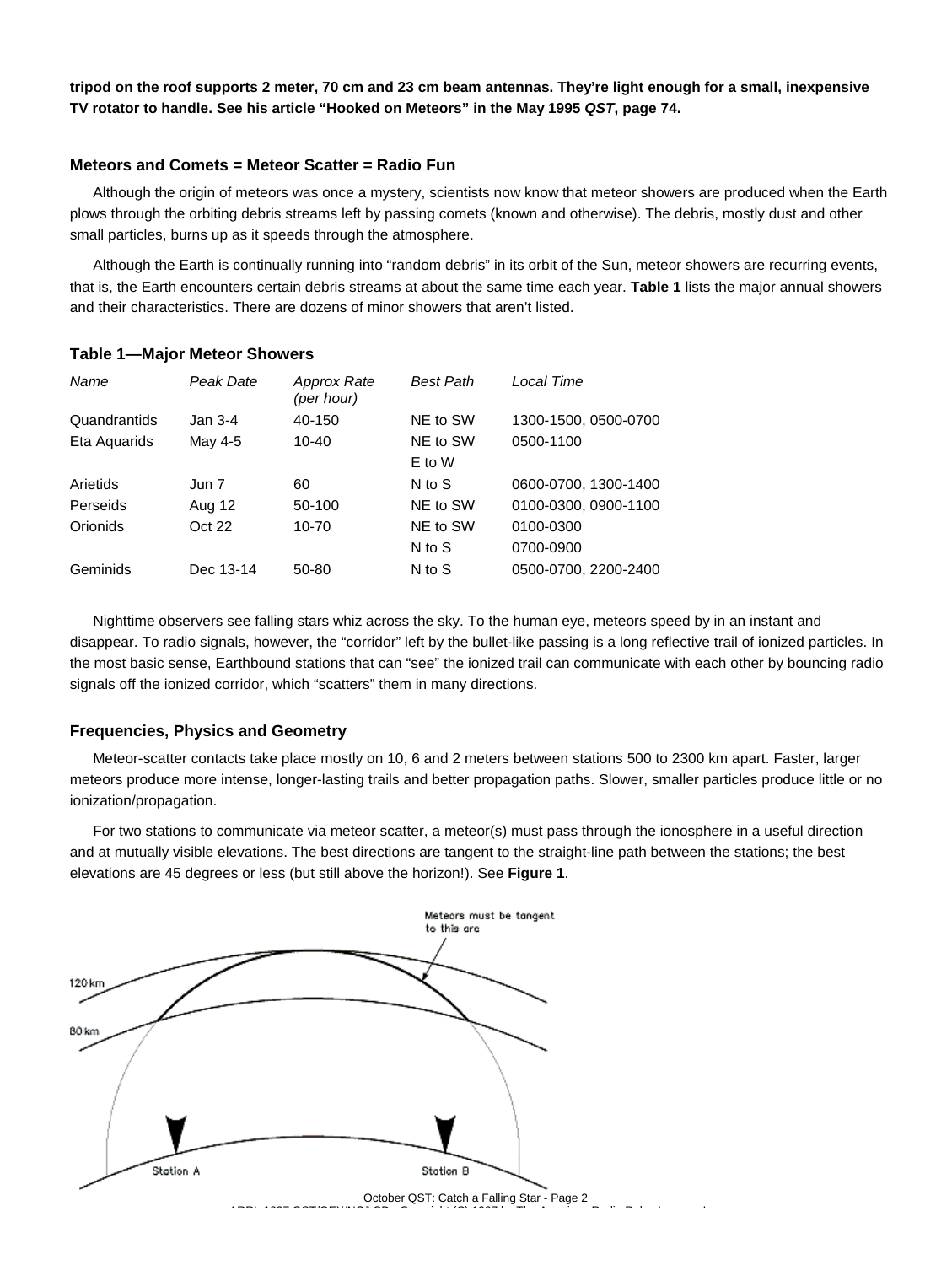**tripod on the roof supports 2 meter, 70 cm and 23 cm beam antennas. They're light enough for a small, inexpensive TV rotator to handle. See his article "Hooked on Meteors" in the May 1995 *QST*, page 74.**

### Meteors and Comets = Meteor Scatter = Radio Fun

Although the origin of meteors was once a mystery, scientists now know that meteor showers are produced when the Earth plows through the orbiting debris streams left by passing comets (known and otherwise). The debris, mostly dust and other small particles, burns up as it speeds through the atmosphere.

Although the Earth is continually running into "random debris" in its orbit of the Sun, meteor showers are recurring events, that is, the Earth encounters certain debris streams at about the same time each year. **Table 1** lists the major annual showers and their characteristics. There are dozens of minor showers that aren't listed.

**Table 1—Major Meteor Showers**

| *Name* | *Peak Date* | *Approx Rate (per hour)* | *Best Path* | *Local Time* |
|---|---|---|---|---|
| Quandrantids | Jan 3-4 | 40-150 | NE to SW | 1300-1500, 0500-0700 |
| Eta Aquarids | May 4-5 | 10-40 | NE to SW | 0500-1100 |
| | | | E to W | |
| Arietids | Jun 7 | 60 | N to S | 0600-0700, 1300-1400 |
| Perseids | Aug 12 | 50-100 | NE to SW | 0100-0300, 0900-1100 |
| Orionids | Oct 22 | 10-70 | NE to SW | 0100-0300 |
| | | | N to S | 0700-0900 |
| Geminids | Dec 13-14 | 50-80 | N to S | 0500-0700, 2200-2400 |

Nighttime observers see falling stars whiz across the sky. To the human eye, meteors speed by in an instant and disappear. To radio signals, however, the "corridor" left by the bullet-like passing is a long reflective trail of ionized particles. In the most basic sense, Earthbound stations that can "see" the ionized trail can communicate with each other by bouncing radio signals off the ionized corridor, which "scatters" them in many directions.

### Frequencies, Physics and Geometry

Meteor-scatter contacts take place mostly on 10, 6 and 2 meters between stations 500 to 2300 km apart. Faster, larger meteors produce more intense, longer-lasting trails and better propagation paths. Slower, smaller particles produce little or no ionization/propagation.

For two stations to communicate via meteor scatter, a meteor(s) must pass through the ionosphere in a useful direction and at mutually visible elevations. The best directions are tangent to the straight-line path between the stations; the best elevations are 45 degrees or less (but still above the horizon!). See **Figure 1**.

Meteors must be tangent to this arc

120 km

80 km

Station A

Station B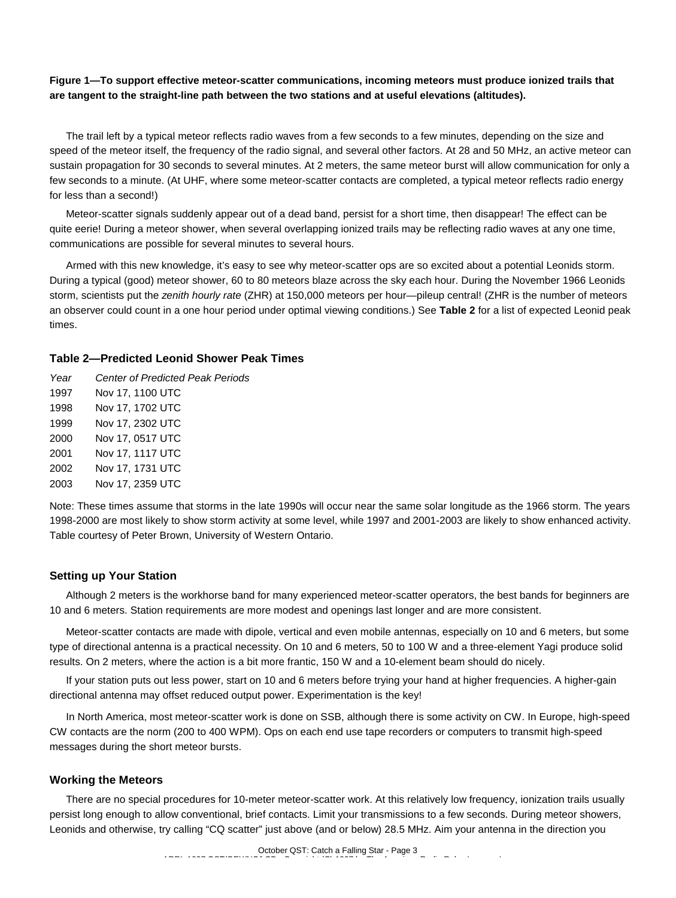**Figure 1—To support effective meteor-scatter communications, incoming meteors must produce ionized trails that are tangent to the straight-line path between the two stations and at useful elevations (altitudes).**

The trail left by a typical meteor reflects radio waves from a few seconds to a few minutes, depending on the size and speed of the meteor itself, the frequency of the radio signal, and several other factors. At 28 and 50 MHz, an active meteor can sustain propagation for 30 seconds to several minutes. At 2 meters, the same meteor burst will allow communication for only a few seconds to a minute. (At UHF, where some meteor-scatter contacts are completed, a typical meteor reflects radio energy for less than a second!)

Meteor-scatter signals suddenly appear out of a dead band, persist for a short time, then disappear! The effect can be quite eerie! During a meteor shower, when several overlapping ionized trails may be reflecting radio waves at any one time, communications are possible for several minutes to several hours.

Armed with this new knowledge, it's easy to see why meteor-scatter ops are so excited about a potential Leonids storm. During a typical (good) meteor shower, 60 to 80 meteors blaze across the sky each hour. During the November 1966 Leonids storm, scientists put the *zenith hourly rate* (ZHR) at 150,000 meteors per hour—pileup central! (ZHR is the number of meteors an observer could count in a one hour period under optimal viewing conditions.) See **Table 2** for a list of expected Leonid peak times.

### Table 2—Predicted Leonid Shower Peak Times

| *Year* | *Center of Predicted Peak Periods* |
|---|---|
| 1997 | Nov 17, 1100 UTC |
| 1998 | Nov 17, 1702 UTC |
| 1999 | Nov 17, 2302 UTC |
| 2000 | Nov 17, 0517 UTC |
| 2001 | Nov 17, 1117 UTC |
| 2002 | Nov 17, 1731 UTC |
| 2003 | Nov 17, 2359 UTC |

Note: These times assume that storms in the late 1990s will occur near the same solar longitude as the 1966 storm. The years 1998-2000 are most likely to show storm activity at some level, while 1997 and 2001-2003 are likely to show enhanced activity. Table courtesy of Peter Brown, University of Western Ontario.

### Setting up Your Station

Although 2 meters is the workhorse band for many experienced meteor-scatter operators, the best bands for beginners are 10 and 6 meters. Station requirements are more modest and openings last longer and are more consistent.

Meteor-scatter contacts are made with dipole, vertical and even mobile antennas, especially on 10 and 6 meters, but some type of directional antenna is a practical necessity. On 10 and 6 meters, 50 to 100 W and a three-element Yagi produce solid results. On 2 meters, where the action is a bit more frantic, 150 W and a 10-element beam should do nicely.

If your station puts out less power, start on 10 and 6 meters before trying your hand at higher frequencies. A higher-gain directional antenna may offset reduced output power. Experimentation is the key!

In North America, most meteor-scatter work is done on SSB, although there is some activity on CW. In Europe, high-speed CW contacts are the norm (200 to 400 WPM). Ops on each end use tape recorders or computers to transmit high-speed messages during the short meteor bursts.

### Working the Meteors

There are no special procedures for 10-meter meteor-scatter work. At this relatively low frequency, ionization trails usually persist long enough to allow conventional, brief contacts. Limit your transmissions to a few seconds. During meteor showers, Leonids and otherwise, try calling "CQ scatter" just above (and or below) 28.5 MHz. Aim your antenna in the direction you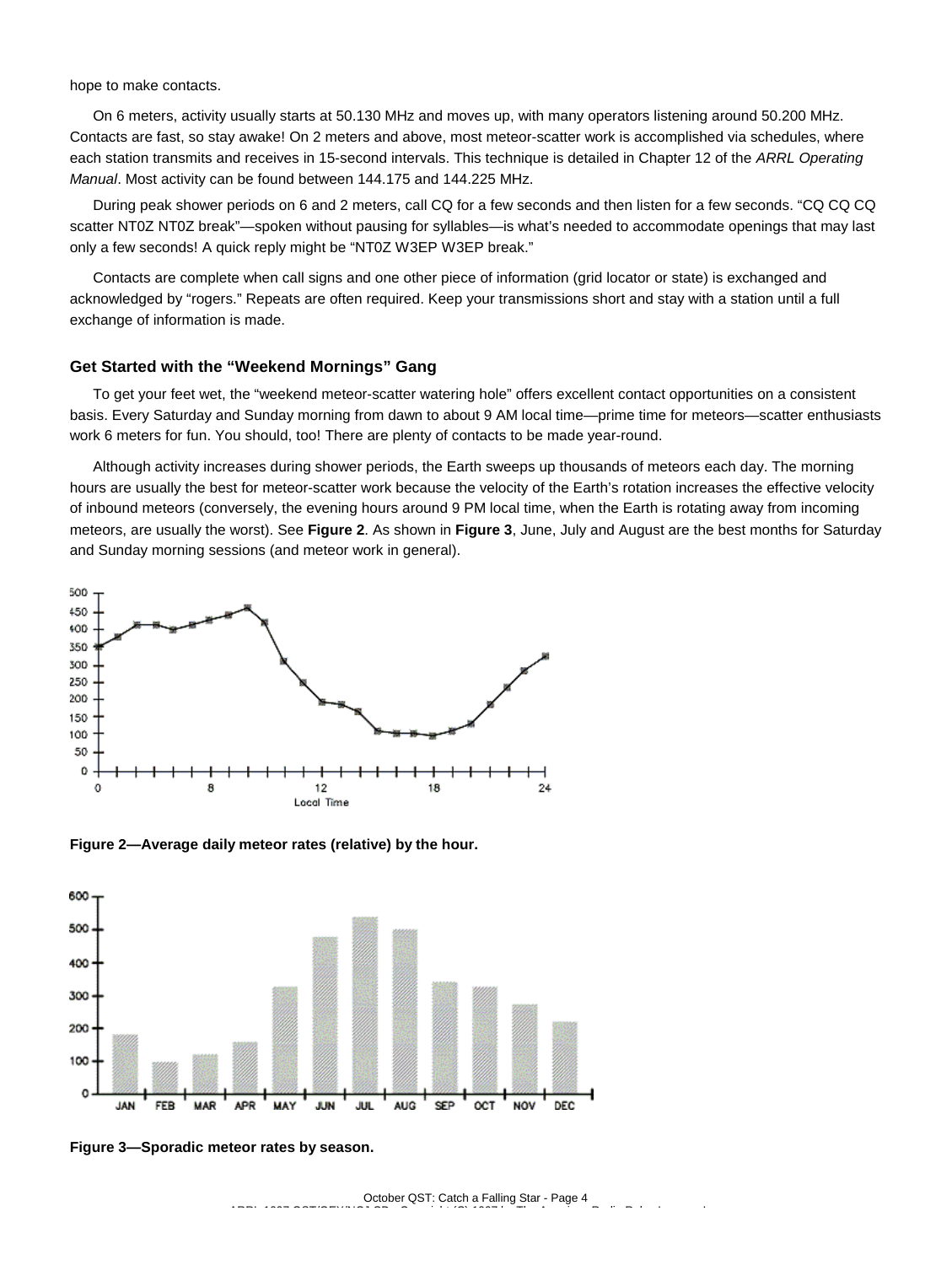hope to make contacts.

On 6 meters, activity usually starts at 50.130 MHz and moves up, with many operators listening around 50.200 MHz. Contacts are fast, so stay awake! On 2 meters and above, most meteor-scatter work is accomplished via schedules, where each station transmits and receives in 15-second intervals. This technique is detailed in Chapter 12 of the *ARRL Operating Manual*. Most activity can be found between 144.175 and 144.225 MHz.

During peak shower periods on 6 and 2 meters, call CQ for a few seconds and then listen for a few seconds. "CQ CQ CQ scatter NT0Z NT0Z break"—spoken without pausing for syllables—is what's needed to accommodate openings that may last only a few seconds! A quick reply might be "NT0Z W3EP W3EP break."

Contacts are complete when call signs and one other piece of information (grid locator or state) is exchanged and acknowledged by "rogers." Repeats are often required. Keep your transmissions short and stay with a station until a full exchange of information is made.

### Get Started with the "Weekend Mornings" Gang

To get your feet wet, the "weekend meteor-scatter watering hole" offers excellent contact opportunities on a consistent basis. Every Saturday and Sunday morning from dawn to about 9 AM local time—prime time for meteors—scatter enthusiasts work 6 meters for fun. You should, too! There are plenty of contacts to be made year-round.

Although activity increases during shower periods, the Earth sweeps up thousands of meteors each day. The morning hours are usually the best for meteor-scatter work because the velocity of the Earth's rotation increases the effective velocity of inbound meteors (conversely, the evening hours around 9 PM local time, when the Earth is rotating away from incoming meteors, are usually the worst). See **Figure 2**. As shown in **Figure 3**, June, July and August are the best months for Saturday and Sunday morning sessions (and meteor work in general).

**Figure 2—Average daily meteor rates (relative) by the hour.**

**Figure 3—Sporadic meteor rates by season.**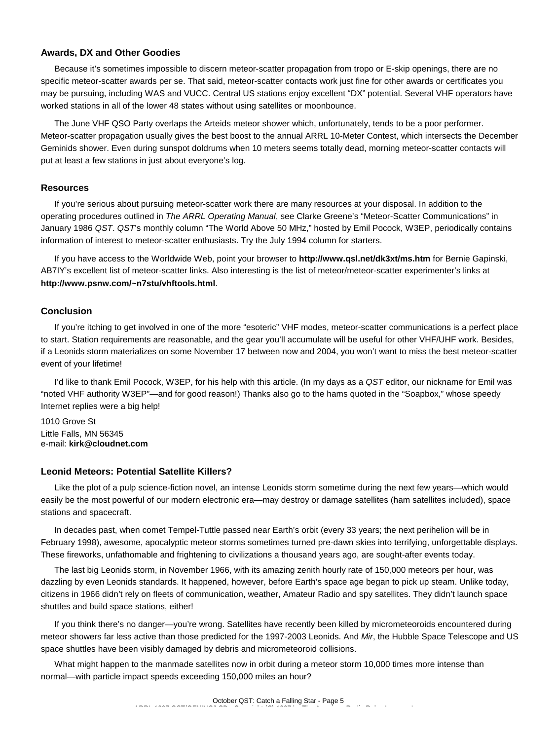### Awards, DX and Other Goodies

Because it's sometimes impossible to discern meteor-scatter propagation from tropo or E-skip openings, there are no specific meteor-scatter awards per se. That said, meteor-scatter contacts work just fine for other awards or certificates you may be pursuing, including WAS and VUCC. Central US stations enjoy excellent "DX" potential. Several VHF operators have worked stations in all of the lower 48 states without using satellites or moonbounce.

The June VHF QSO Party overlaps the Arteids meteor shower which, unfortunately, tends to be a poor performer. Meteor-scatter propagation usually gives the best boost to the annual ARRL 10-Meter Contest, which intersects the December Geminids shower. Even during sunspot doldrums when 10 meters seems totally dead, morning meteor-scatter contacts will put at least a few stations in just about everyone's log.

### Resources

If you're serious about pursuing meteor-scatter work there are many resources at your disposal. In addition to the operating procedures outlined in *The ARRL Operating Manual*, see Clarke Greene's "Meteor-Scatter Communications" in January 1986 *QST*. *QST*'s monthly column "The World Above 50 MHz," hosted by Emil Pocock, W3EP, periodically contains information of interest to meteor-scatter enthusiasts. Try the July 1994 column for starters.

If you have access to the Worldwide Web, point your browser to **http://www.qsl.net/dk3xt/ms.htm** for Bernie Gapinski, AB7IY's excellent list of meteor-scatter links. Also interesting is the list of meteor/meteor-scatter experimenter's links at **http://www.psnw.com/~n7stu/vhftools.html**.

### Conclusion

If you're itching to get involved in one of the more "esoteric" VHF modes, meteor-scatter communications is a perfect place to start. Station requirements are reasonable, and the gear you'll accumulate will be useful for other VHF/UHF work. Besides, if a Leonids storm materializes on some November 17 between now and 2004, you won't want to miss the best meteor-scatter event of your lifetime!

I'd like to thank Emil Pocock, W3EP, for his help with this article. (In my days as a *QST* editor, our nickname for Emil was "noted VHF authority W3EP"—and for good reason!) Thanks also go to the hams quoted in the "Soapbox," whose speedy Internet replies were a big help!

1010 Grove St
Little Falls, MN 56345
e-mail: **kirk@cloudnet.com**

### Leonid Meteors: Potential Satellite Killers?

Like the plot of a pulp science-fiction novel, an intense Leonids storm sometime during the next few years—which would easily be the most powerful of our modern electronic era—may destroy or damage satellites (ham satellites included), space stations and spacecraft.

In decades past, when comet Tempel-Tuttle passed near Earth's orbit (every 33 years; the next perihelion will be in February 1998), awesome, apocalyptic meteor storms sometimes turned pre-dawn skies into terrifying, unforgettable displays. These fireworks, unfathomable and frightening to civilizations a thousand years ago, are sought-after events today.

The last big Leonids storm, in November 1966, with its amazing zenith hourly rate of 150,000 meteors per hour, was dazzling by even Leonids standards. It happened, however, before Earth's space age began to pick up steam. Unlike today, citizens in 1966 didn't rely on fleets of communication, weather, Amateur Radio and spy satellites. They didn't launch space shuttles and build space stations, either!

If you think there's no danger—you're wrong. Satellites have recently been killed by micrometeoroids encountered during meteor showers far less active than those predicted for the 1997-2003 Leonids. And *Mir*, the Hubble Space Telescope and US space shuttles have been visibly damaged by debris and micrometeoroid collisions.

What might happen to the manmade satellites now in orbit during a meteor storm 10,000 times more intense than normal—with particle impact speeds exceeding 150,000 miles an hour?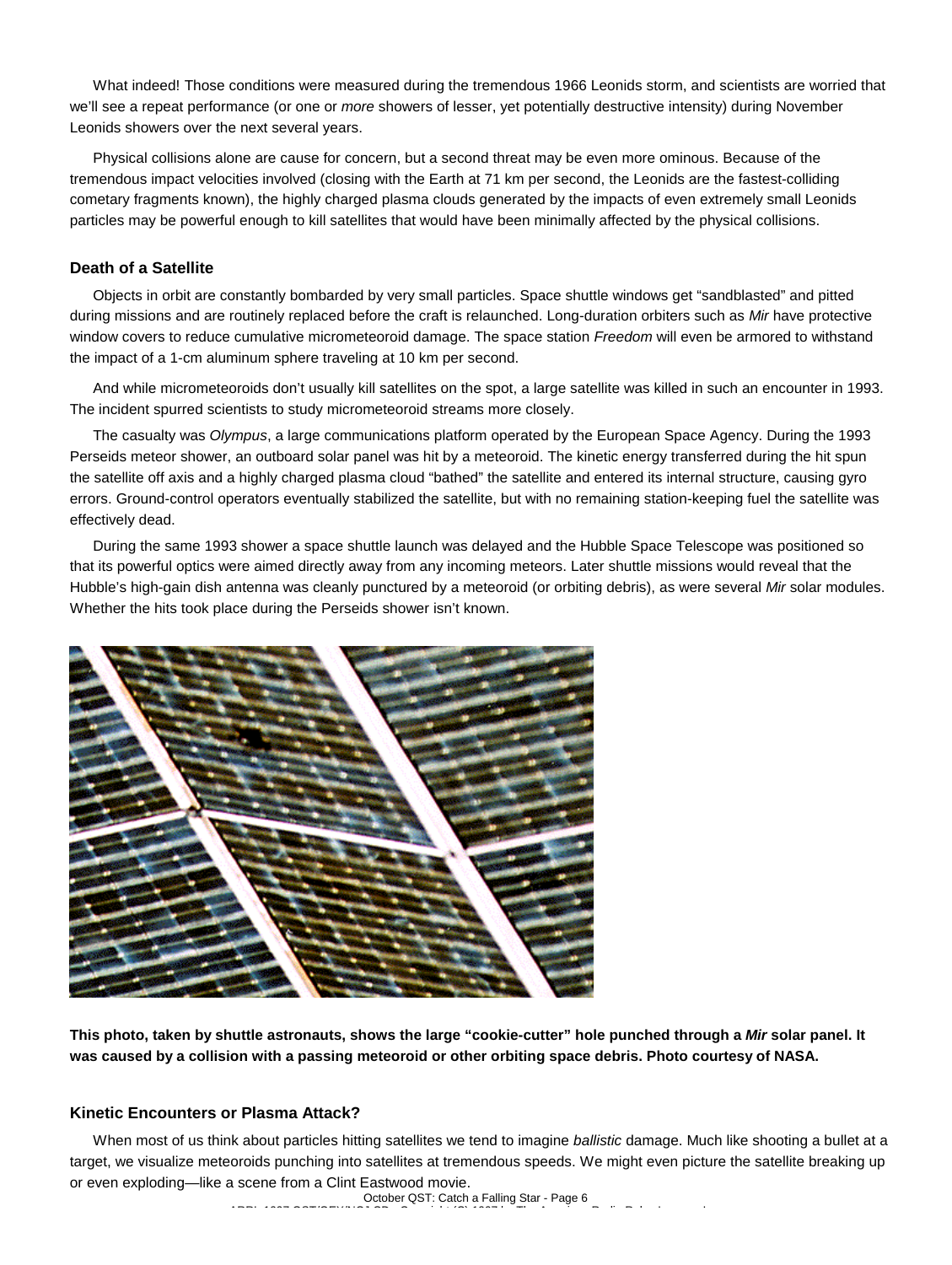What indeed! Those conditions were measured during the tremendous 1966 Leonids storm, and scientists are worried that we'll see a repeat performance (or one or *more* showers of lesser, yet potentially destructive intensity) during November Leonids showers over the next several years.

Physical collisions alone are cause for concern, but a second threat may be even more ominous. Because of the tremendous impact velocities involved (closing with the Earth at 71 km per second, the Leonids are the fastest-colliding cometary fragments known), the highly charged plasma clouds generated by the impacts of even extremely small Leonids particles may be powerful enough to kill satellites that would have been minimally affected by the physical collisions.

### Death of a Satellite

Objects in orbit are constantly bombarded by very small particles. Space shuttle windows get "sandblasted" and pitted during missions and are routinely replaced before the craft is relaunched. Long-duration orbiters such as *Mir* have protective window covers to reduce cumulative micrometeoroid damage. The space station *Freedom* will even be armored to withstand the impact of a 1-cm aluminum sphere traveling at 10 km per second.

And while micrometeoroids don't usually kill satellites on the spot, a large satellite was killed in such an encounter in 1993. The incident spurred scientists to study micrometeoroid streams more closely.

The casualty was *Olympus*, a large communications platform operated by the European Space Agency. During the 1993 Perseids meteor shower, an outboard solar panel was hit by a meteoroid. The kinetic energy transferred during the hit spun the satellite off axis and a highly charged plasma cloud "bathed" the satellite and entered its internal structure, causing gyro errors. Ground-control operators eventually stabilized the satellite, but with no remaining station-keeping fuel the satellite was effectively dead.

During the same 1993 shower a space shuttle launch was delayed and the Hubble Space Telescope was positioned so that its powerful optics were aimed directly away from any incoming meteors. Later shuttle missions would reveal that the Hubble's high-gain dish antenna was cleanly punctured by a meteoroid (or orbiting debris), as were several *Mir* solar modules. Whether the hits took place during the Perseids shower isn't known.

**This photo, taken by shuttle astronauts, shows the large "cookie-cutter" hole punched through a *Mir* solar panel. It was caused by a collision with a passing meteoroid or other orbiting space debris. Photo courtesy of NASA.**

### Kinetic Encounters or Plasma Attack?

When most of us think about particles hitting satellites we tend to imagine *ballistic* damage. Much like shooting a bullet at a target, we visualize meteoroids punching into satellites at tremendous speeds. We might even picture the satellite breaking up or even exploding—like a scene from a Clint Eastwood movie.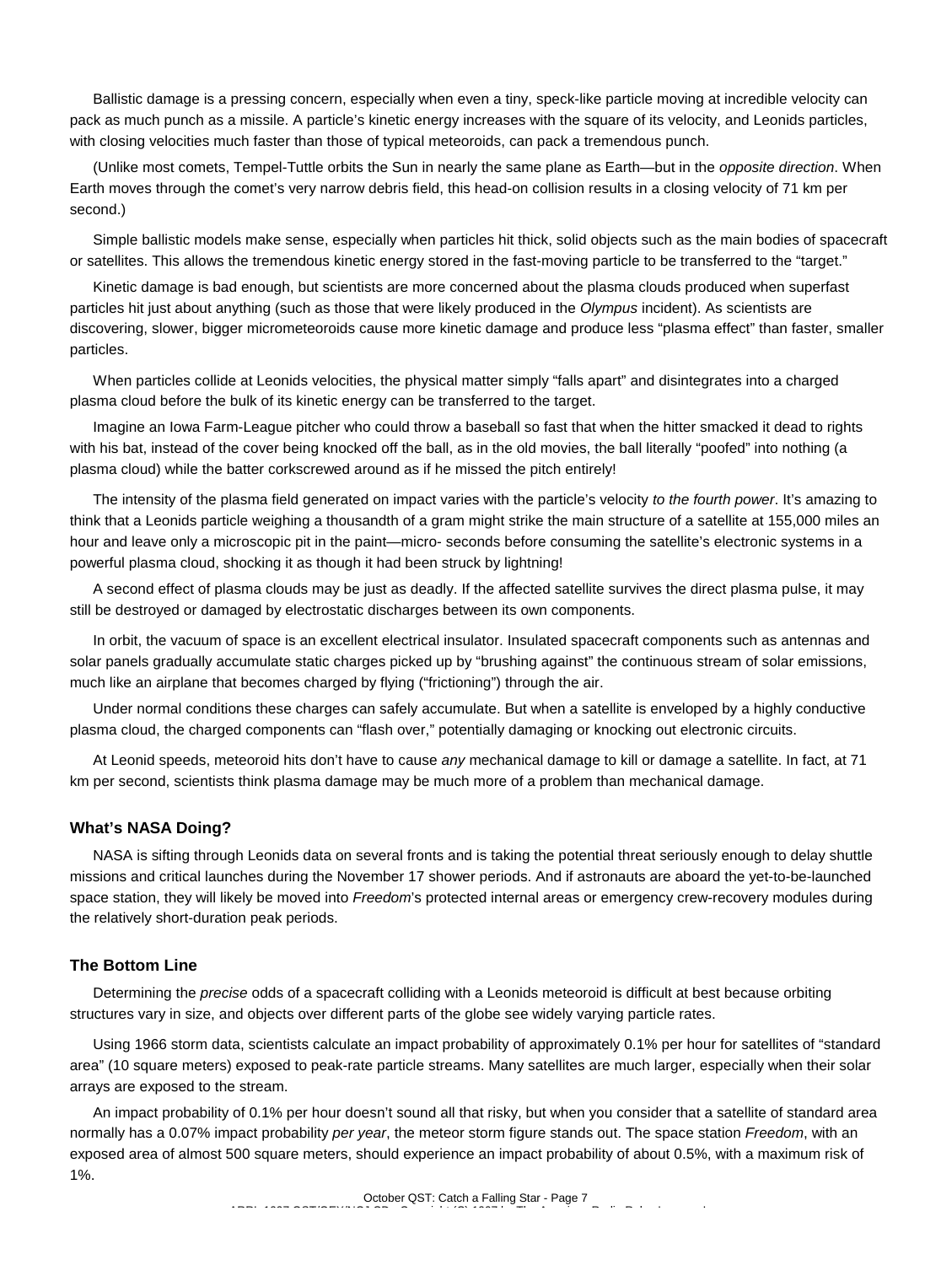Ballistic damage is a pressing concern, especially when even a tiny, speck-like particle moving at incredible velocity can pack as much punch as a missile. A particle's kinetic energy increases with the square of its velocity, and Leonids particles, with closing velocities much faster than those of typical meteoroids, can pack a tremendous punch.

(Unlike most comets, Tempel-Tuttle orbits the Sun in nearly the same plane as Earth—but in the *opposite direction*. When Earth moves through the comet's very narrow debris field, this head-on collision results in a closing velocity of 71 km per second.)

Simple ballistic models make sense, especially when particles hit thick, solid objects such as the main bodies of spacecraft or satellites. This allows the tremendous kinetic energy stored in the fast-moving particle to be transferred to the "target."

Kinetic damage is bad enough, but scientists are more concerned about the plasma clouds produced when superfast particles hit just about anything (such as those that were likely produced in the *Olympus* incident). As scientists are discovering, slower, bigger micrometeoroids cause more kinetic damage and produce less "plasma effect" than faster, smaller particles.

When particles collide at Leonids velocities, the physical matter simply "falls apart" and disintegrates into a charged plasma cloud before the bulk of its kinetic energy can be transferred to the target.

Imagine an Iowa Farm-League pitcher who could throw a baseball so fast that when the hitter smacked it dead to rights with his bat, instead of the cover being knocked off the ball, as in the old movies, the ball literally "poofed" into nothing (a plasma cloud) while the batter corkscrewed around as if he missed the pitch entirely!

The intensity of the plasma field generated on impact varies with the particle's velocity *to the fourth power*. It's amazing to think that a Leonids particle weighing a thousandth of a gram might strike the main structure of a satellite at 155,000 miles an hour and leave only a microscopic pit in the paint—micro- seconds before consuming the satellite's electronic systems in a powerful plasma cloud, shocking it as though it had been struck by lightning!

A second effect of plasma clouds may be just as deadly. If the affected satellite survives the direct plasma pulse, it may still be destroyed or damaged by electrostatic discharges between its own components.

In orbit, the vacuum of space is an excellent electrical insulator. Insulated spacecraft components such as antennas and solar panels gradually accumulate static charges picked up by "brushing against" the continuous stream of solar emissions, much like an airplane that becomes charged by flying ("frictioning") through the air.

Under normal conditions these charges can safely accumulate. But when a satellite is enveloped by a highly conductive plasma cloud, the charged components can "flash over," potentially damaging or knocking out electronic circuits.

At Leonid speeds, meteoroid hits don't have to cause *any* mechanical damage to kill or damage a satellite. In fact, at 71 km per second, scientists think plasma damage may be much more of a problem than mechanical damage.

### What's NASA Doing?

NASA is sifting through Leonids data on several fronts and is taking the potential threat seriously enough to delay shuttle missions and critical launches during the November 17 shower periods. And if astronauts are aboard the yet-to-be-launched space station, they will likely be moved into *Freedom*'s protected internal areas or emergency crew-recovery modules during the relatively short-duration peak periods.

### The Bottom Line

Determining the *precise* odds of a spacecraft colliding with a Leonids meteoroid is difficult at best because orbiting structures vary in size, and objects over different parts of the globe see widely varying particle rates.

Using 1966 storm data, scientists calculate an impact probability of approximately 0.1% per hour for satellites of "standard area" (10 square meters) exposed to peak-rate particle streams. Many satellites are much larger, especially when their solar arrays are exposed to the stream.

An impact probability of 0.1% per hour doesn't sound all that risky, but when you consider that a satellite of standard area normally has a 0.07% impact probability *per year*, the meteor storm figure stands out. The space station *Freedom*, with an exposed area of almost 500 square meters, should experience an impact probability of about 0.5%, with a maximum risk of 1%.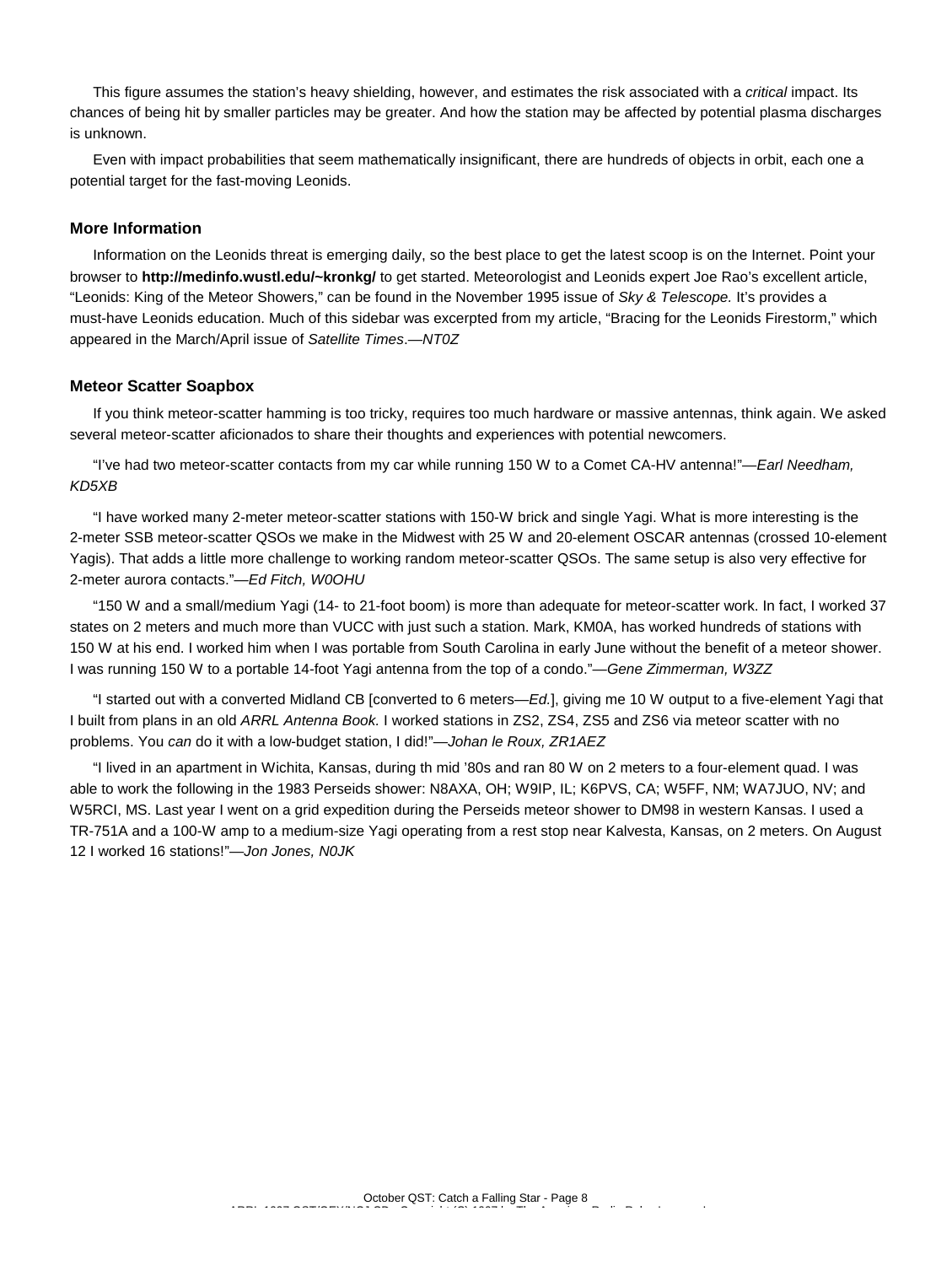This figure assumes the station's heavy shielding, however, and estimates the risk associated with a *critical* impact. Its chances of being hit by smaller particles may be greater. And how the station may be affected by potential plasma discharges is unknown.

Even with impact probabilities that seem mathematically insignificant, there are hundreds of objects in orbit, each one a potential target for the fast-moving Leonids.

### More Information

Information on the Leonids threat is emerging daily, so the best place to get the latest scoop is on the Internet. Point your browser to **http://medinfo.wustl.edu/~kronkg/** to get started. Meteorologist and Leonids expert Joe Rao's excellent article, "Leonids: King of the Meteor Showers," can be found in the November 1995 issue of *Sky & Telescope.* It's provides a must-have Leonids education. Much of this sidebar was excerpted from my article, "Bracing for the Leonids Firestorm," which appeared in the March/April issue of *Satellite Times*.—*NT0Z*

### Meteor Scatter Soapbox

If you think meteor-scatter hamming is too tricky, requires too much hardware or massive antennas, think again. We asked several meteor-scatter aficionados to share their thoughts and experiences with potential newcomers.

"I've had two meteor-scatter contacts from my car while running 150 W to a Comet CA-HV antenna!"—*Earl Needham, KD5XB*

"I have worked many 2-meter meteor-scatter stations with 150-W brick and single Yagi. What is more interesting is the 2-meter SSB meteor-scatter QSOs we make in the Midwest with 25 W and 20-element OSCAR antennas (crossed 10-element Yagis). That adds a little more challenge to working random meteor-scatter QSOs. The same setup is also very effective for 2-meter aurora contacts."—*Ed Fitch, W0OHU*

"150 W and a small/medium Yagi (14- to 21-foot boom) is more than adequate for meteor-scatter work. In fact, I worked 37 states on 2 meters and much more than VUCC with just such a station. Mark, KM0A, has worked hundreds of stations with 150 W at his end. I worked him when I was portable from South Carolina in early June without the benefit of a meteor shower. I was running 150 W to a portable 14-foot Yagi antenna from the top of a condo."—*Gene Zimmerman, W3ZZ*

"I started out with a converted Midland CB [converted to 6 meters—*Ed.*], giving me 10 W output to a five-element Yagi that I built from plans in an old *ARRL Antenna Book.* I worked stations in ZS2, ZS4, ZS5 and ZS6 via meteor scatter with no problems. You *can* do it with a low-budget station, I did!"—*Johan le Roux, ZR1AEZ*

"I lived in an apartment in Wichita, Kansas, during th mid '80s and ran 80 W on 2 meters to a four-element quad. I was able to work the following in the 1983 Perseids shower: N8AXA, OH; W9IP, IL; K6PVS, CA; W5FF, NM; WA7JUO, NV; and W5RCI, MS. Last year I went on a grid expedition during the Perseids meteor shower to DM98 in western Kansas. I used a TR-751A and a 100-W amp to a medium-size Yagi operating from a rest stop near Kalvesta, Kansas, on 2 meters. On August 12 I worked 16 stations!"—*Jon Jones, N0JK*